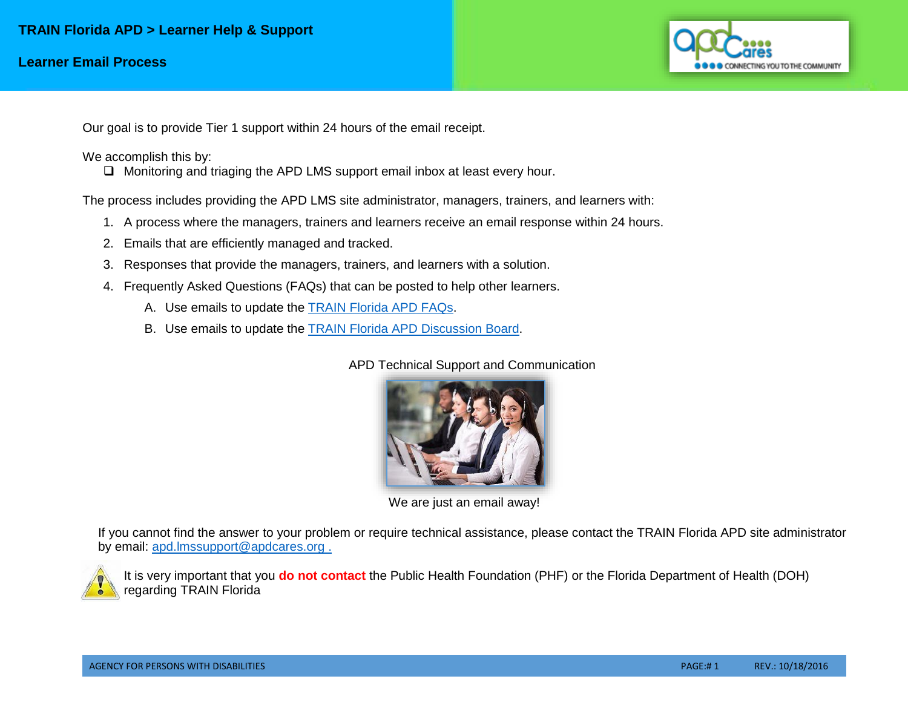# TRAIN Florida APD > Learner Help & Support

## Learner Email Process

Our goal is to provide Tier 1 support within 24 hours of the email receipt.

We accomplish this by:

- Monitoring and triaging the APD LMS support email inbox at least every hour.

The process includes providing the APD LMS site administrator, managers, trainers, and learners with:

1. A process where the managers, trainers and learners receive an email response within 24 hours.
2. Emails that are efficiently managed and tracked.
3. Responses that provide the managers, trainers, and learners with a solution.
4. Frequently Asked Questions (FAQs) that can be posted to help other learners.
   A. Use emails to update the TRAIN Florida APD FAQs.
   B. Use emails to update the TRAIN Florida APD Discussion Board.

APD Technical Support and Communication

We are just an email away!

If you cannot find the answer to your problem or require technical assistance, please contact the TRAIN Florida APD site administrator by email: apd.lmssupport@apdcares.org .

It is very important that you **do not contact** the Public Health Foundation (PHF) or the Florida Department of Health (DOH) regarding TRAIN Florida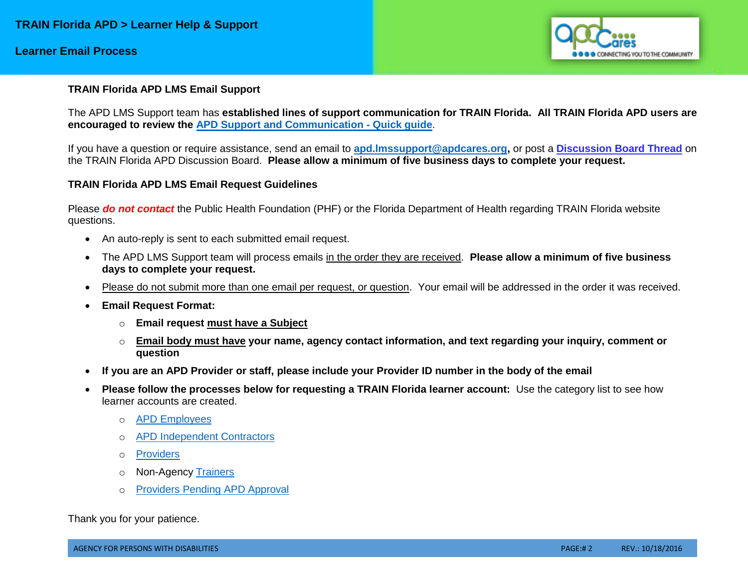## TRAIN Florida APD LMS Email Support

The APD LMS Support team has **established lines of support communication for TRAIN Florida. All TRAIN Florida APD users are encouraged to review the** APD Support and Communication - Quick guide.

If you have a question or require assistance, send an email to **apd.lmssupport@apdcares.org**, or post a **Discussion Board Thread** on the TRAIN Florida APD Discussion Board. **Please allow a minimum of five business days to complete your request.**

## TRAIN Florida APD LMS Email Request Guidelines

Please ***do not contact*** the Public Health Foundation (PHF) or the Florida Department of Health regarding TRAIN Florida website questions.

- An auto-reply is sent to each submitted email request.
- The APD LMS Support team will process emails in the order they are received. **Please allow a minimum of five business days to complete your request.**
- Please do not submit more than one email per request, or question. Your email will be addressed in the order it was received.
- **Email Request Format:**
  - **Email request must have a Subject**
  - **Email body must have your name, agency contact information, and text regarding your inquiry, comment or question**
- **If you are an APD Provider or staff, please include your Provider ID number in the body of the email**
- **Please follow the processes below for requesting a TRAIN Florida learner account:** Use the category list to see how learner accounts are created.
  - APD Employees
  - APD Independent Contractors
  - Providers
  - Non-Agency Trainers
  - Providers Pending APD Approval

Thank you for your patience.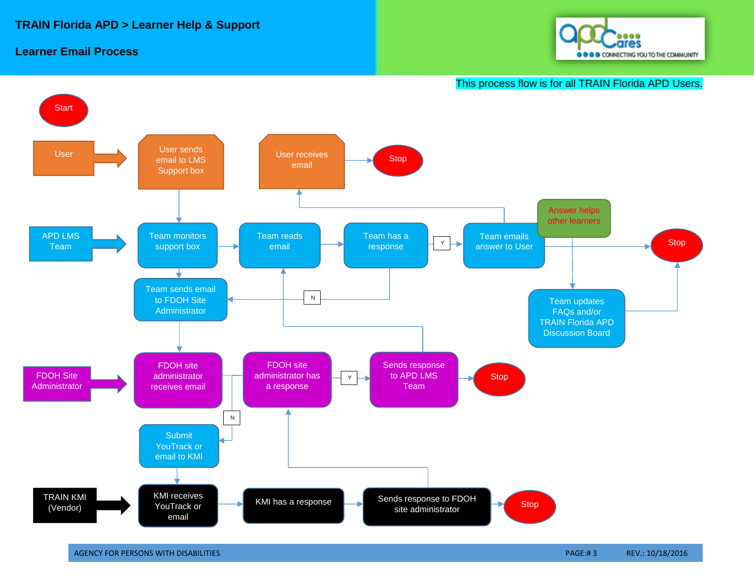# TRAIN Florida APD > Learner Help & Support

## Learner Email Process

This process flow is for all TRAIN Florida APD Users.

Start

User

User sends email to LMS Support box

User receives email

Stop

APD LMS Team

Team monitors support box

Team reads email

Team has a response

Y

Team emails answer to User

Answer helps other learners

Stop

Team sends email to FDOH Site Administrator

N

Team updates FAQs and/or TRAIN Florida APD Discussion Board

FDOH Site Administrator

FDOH site administrator receives email

FDOH site administrator has a response

Y

Sends response to APD LMS Team

Stop

N

Submit YouTrack or email to KMI

TRAIN KMI (Vendor)

KMI receives YouTrack or email

KMI has a response

Sends response to FDOH site administrator

Stop

AGENCY FOR PERSONS WITH DISABILITIES REV.: 10/18/2016